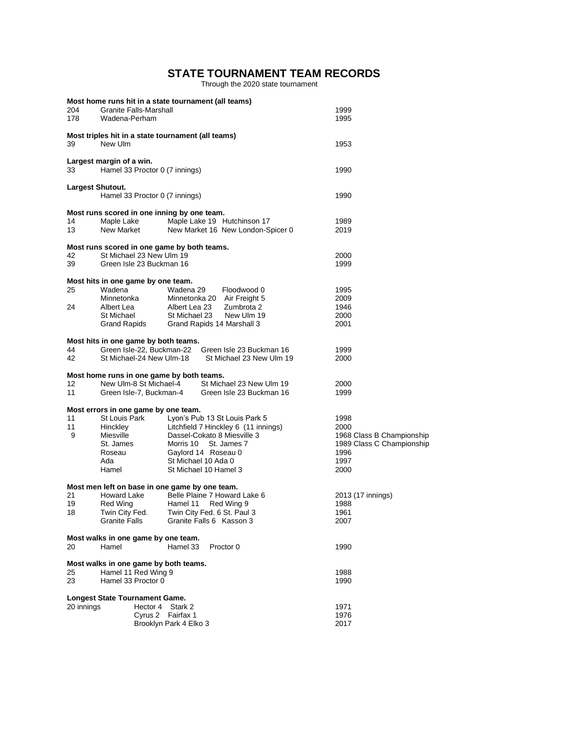# STATE TOURNAMENT TEAM RECORDS

Through the 2020 state tournament

**Most home runs hit in a state tournament (all teams)**

| | | |
|---|---|---|
| 204 | Granite Falls-Marshall | 1999 |
| 178 | Wadena-Perham | 1995 |

**Most triples hit in a state tournament (all teams)**

| | | |
|---|---|---|
| 39 | New Ulm | 1953 |

**Largest margin of a win.**

| | | |
|---|---|---|
| 33 | Hamel 33 Proctor 0 (7 innings) | 1990 |

**Largest Shutout.**

| | | |
|---|---|---|
| | Hamel 33 Proctor 0 (7 innings) | 1990 |

**Most runs scored in one inning by one team.**

| | | | |
|---|---|---|---|
| 14 | Maple Lake | Maple Lake 19 Hutchinson 17 | 1989 |
| 13 | New Market | New Market 16 New London-Spicer 0 | 2019 |

**Most runs scored in one game by both teams.**

| | | |
|---|---|---|
| 42 | St Michael 23 New Ulm 19 | 2000 |
| 39 | Green Isle 23 Buckman 16 | 1999 |

**Most hits in one game by one team.**

| | | | |
|---|---|---|---|
| 25 | Wadena | Wadena 29 Floodwood 0 | 1995 |
| | Minnetonka | Minnetonka 20 Air Freight 5 | 2009 |
| 24 | Albert Lea | Albert Lea 23 Zumbrota 2 | 1946 |
| | St Michael | St Michael 23 New Ulm 19 | 2000 |
| | Grand Rapids | Grand Rapids 14 Marshall 3 | 2001 |

**Most hits in one game by both teams.**

| | | | |
|---|---|---|---|
| 44 | Green Isle-22, Buckman-22 | Green Isle 23 Buckman 16 | 1999 |
| 42 | St Michael-24 New Ulm-18 | St Michael 23 New Ulm 19 | 2000 |

**Most home runs in one game by both teams.**

| | | | |
|---|---|---|---|
| 12 | New Ulm-8 St Michael-4 | St Michael 23 New Ulm 19 | 2000 |
| 11 | Green Isle-7, Buckman-4 | Green Isle 23 Buckman 16 | 1999 |

**Most errors in one game by one team.**

| | | | |
|---|---|---|---|
| 11 | St Louis Park | Lyon's Pub 13 St Louis Park 5 | 1998 |
| 11 | Hinckley | Litchfield 7 Hinckley 6 (11 innings) | 2000 |
| 9 | Miesville | Dassel-Cokato 8 Miesville 3 | 1968 Class B Championship |
| | St. James | Morris 10 St. James 7 | 1989 Class C Championship |
| | Roseau | Gaylord 14 Roseau 0 | 1996 |
| | Ada | St Michael 10 Ada 0 | 1997 |
| | Hamel | St Michael 10 Hamel 3 | 2000 |

**Most men left on base in one game by one team.**

| | | | |
|---|---|---|---|
| 21 | Howard Lake | Belle Plaine 7 Howard Lake 6 | 2013 (17 innings) |
| 19 | Red Wing | Hamel 11 Red Wing 9 | 1988 |
| 18 | Twin City Fed. | Twin City Fed. 6 St. Paul 3 | 1961 |
| | Granite Falls | Granite Falls 6 Kasson 3 | 2007 |

**Most walks in one game by one team.**

| | | | |
|---|---|---|---|
| 20 | Hamel | Hamel 33 Proctor 0 | 1990 |

**Most walks in one game by both teams.**

| | | |
|---|---|---|
| 25 | Hamel 11 Red Wing 9 | 1988 |
| 23 | Hamel 33 Proctor 0 | 1990 |

**Longest State Tournament Game.**

| | | |
|---|---|---|
| 20 innings | Hector 4 Stark 2 | 1971 |
| | Cyrus 2 Fairfax 1 | 1976 |
| | Brooklyn Park 4 Elko 3 | 2017 |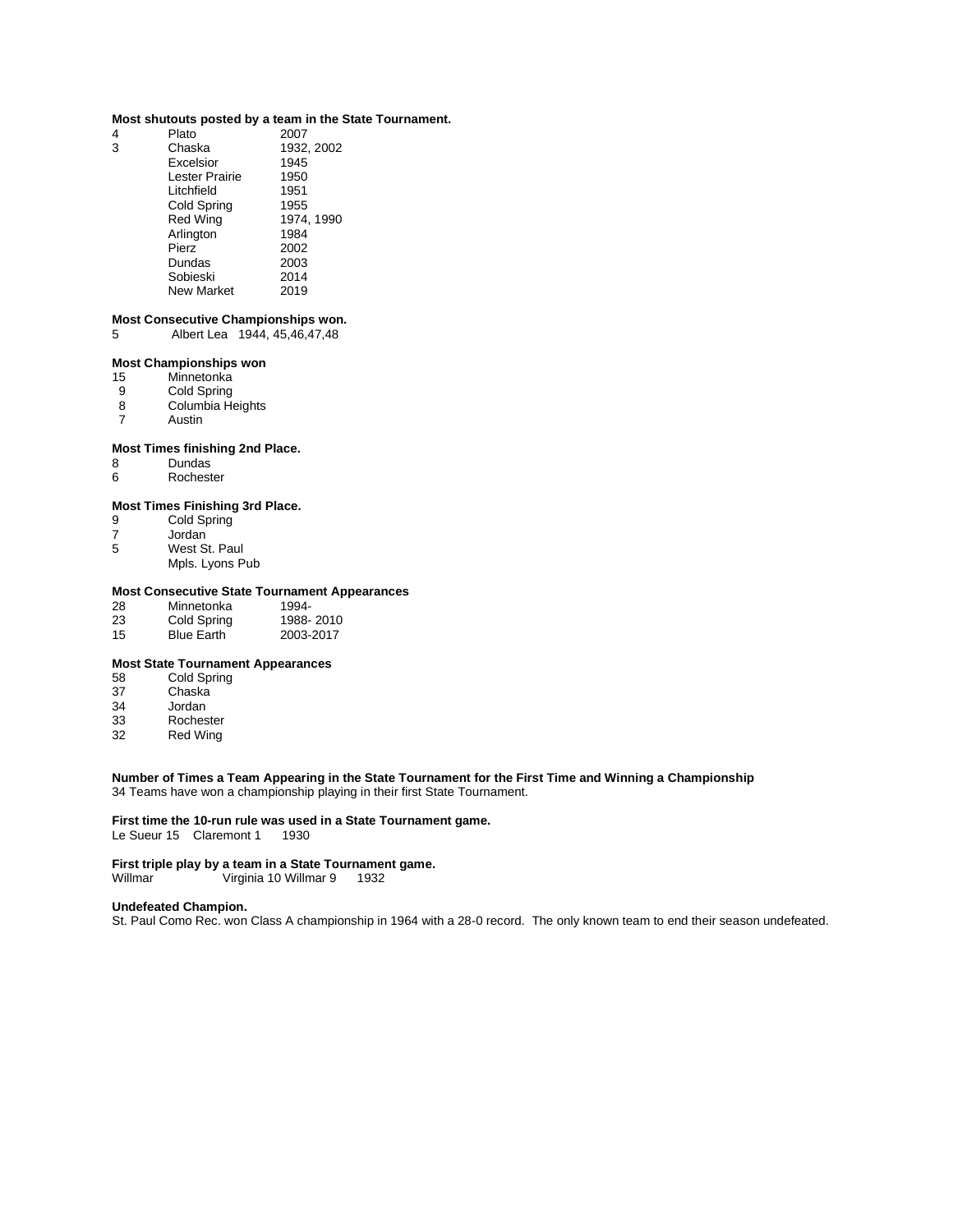**Most shutouts posted by a team in the State Tournament.**

| | | |
|---|---|---|
| 4 | Plato | 2007 |
| 3 | Chaska | 1932, 2002 |
| | Excelsior | 1945 |
| | Lester Prairie | 1950 |
| | Litchfield | 1951 |
| | Cold Spring | 1955 |
| | Red Wing | 1974, 1990 |
| | Arlington | 1984 |
| | Pierz | 2002 |
| | Dundas | 2003 |
| | Sobieski | 2014 |
| | New Market | 2019 |

**Most Consecutive Championships won.**

5 Albert Lea 1944, 45,46,47,48

**Most Championships won**

| | |
|---|---|
| 15 | Minnetonka |
| 9 | Cold Spring |
| 8 | Columbia Heights |
| 7 | Austin |

**Most Times finishing 2nd Place.**

| | |
|---|---|
| 8 | Dundas |
| 6 | Rochester |

**Most Times Finishing 3rd Place.**

| | |
|---|---|
| 9 | Cold Spring |
| 7 | Jordan |
| 5 | West St. Paul |
| | Mpls. Lyons Pub |

**Most Consecutive State Tournament Appearances**

| | | |
|---|---|---|
| 28 | Minnetonka | 1994- |
| 23 | Cold Spring | 1988- 2010 |
| 15 | Blue Earth | 2003-2017 |

**Most State Tournament Appearances**

| | |
|---|---|
| 58 | Cold Spring |
| 37 | Chaska |
| 34 | Jordan |
| 33 | Rochester |
| 32 | Red Wing |

**Number of Times a Team Appearing in the State Tournament for the First Time and Winning a Championship**

34 Teams have won a championship playing in their first State Tournament.

**First time the 10-run rule was used in a State Tournament game.**

Le Sueur 15 Claremont 1 1930

**First triple play by a team in a State Tournament game.**

Willmar Virginia 10 Willmar 9 1932

**Undefeated Champion.**

St. Paul Como Rec. won Class A championship in 1964 with a 28-0 record. The only known team to end their season undefeated.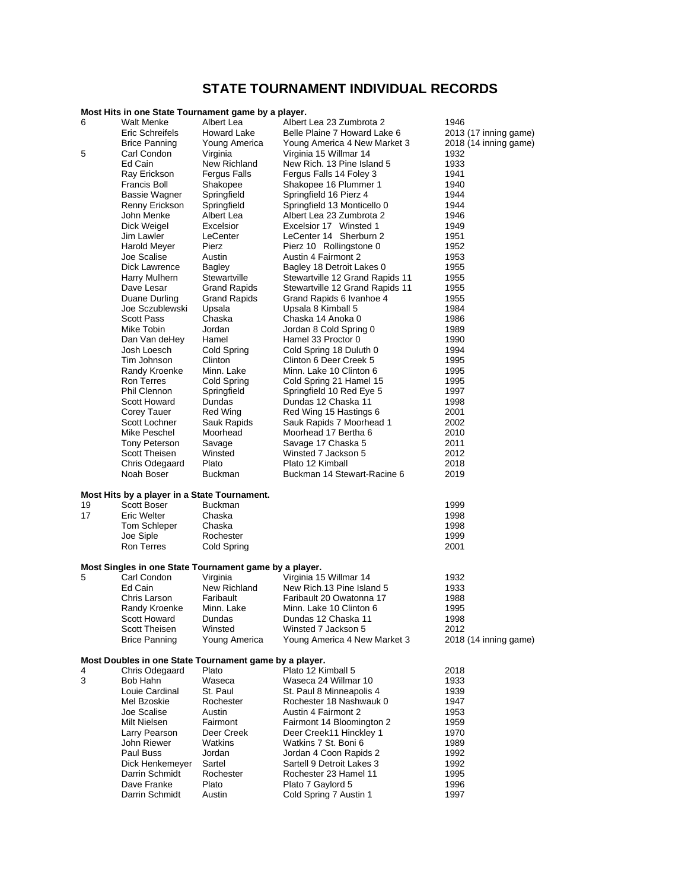# STATE TOURNAMENT INDIVIDUAL RECORDS

**Most Hits in one State Tournament game by a player.**

| | | | | |
|---|---|---|---|---|
| 6 | Walt Menke | Albert Lea | Albert Lea 23 Zumbrota 2 | 1946 |
| | Eric Schreifels | Howard Lake | Belle Plaine 7 Howard Lake 6 | 2013 (17 inning game) |
| | Brice Panning | Young America | Young America 4 New Market 3 | 2018 (14 inning game) |
| 5 | Carl Condon | Virginia | Virginia 15 Willmar 14 | 1932 |
| | Ed Cain | New Richland | New Rich. 13 Pine Island 5 | 1933 |
| | Ray Erickson | Fergus Falls | Fergus Falls 14 Foley 3 | 1941 |
| | Francis Boll | Shakopee | Shakopee 16 Plummer 1 | 1940 |
| | Bassie Wagner | Springfield | Springfield 16 Pierz 4 | 1944 |
| | Renny Erickson | Springfield | Springfield 13 Monticello 0 | 1944 |
| | John Menke | Albert Lea | Albert Lea 23 Zumbrota 2 | 1946 |
| | Dick Weigel | Excelsior | Excelsior 17 Winsted 1 | 1949 |
| | Jim Lawler | LeCenter | LeCenter 14 Sherburn 2 | 1951 |
| | Harold Meyer | Pierz | Pierz 10 Rollingstone 0 | 1952 |
| | Joe Scalise | Austin | Austin 4 Fairmont 2 | 1953 |
| | Dick Lawrence | Bagley | Bagley 18 Detroit Lakes 0 | 1955 |
| | Harry Mulhern | Stewartville | Stewartville 12 Grand Rapids 11 | 1955 |
| | Dave Lesar | Grand Rapids | Stewartville 12 Grand Rapids 11 | 1955 |
| | Duane Durling | Grand Rapids | Grand Rapids 6 Ivanhoe 4 | 1955 |
| | Joe Sczublewski | Upsala | Upsala 8 Kimball 5 | 1984 |
| | Scott Pass | Chaska | Chaska 14 Anoka 0 | 1986 |
| | Mike Tobin | Jordan | Jordan 8 Cold Spring 0 | 1989 |
| | Dan Van deHey | Hamel | Hamel 33 Proctor 0 | 1990 |
| | Josh Loesch | Cold Spring | Cold Spring 18 Duluth 0 | 1994 |
| | Tim Johnson | Clinton | Clinton 6 Deer Creek 5 | 1995 |
| | Randy Kroenke | Minn. Lake | Minn. Lake 10 Clinton 6 | 1995 |
| | Ron Terres | Cold Spring | Cold Spring 21 Hamel 15 | 1995 |
| | Phil Clennon | Springfield | Springfield 10 Red Eye 5 | 1997 |
| | Scott Howard | Dundas | Dundas 12 Chaska 11 | 1998 |
| | Corey Tauer | Red Wing | Red Wing 15 Hastings 6 | 2001 |
| | Scott Lochner | Sauk Rapids | Sauk Rapids 7 Moorhead 1 | 2002 |
| | Mike Peschel | Moorhead | Moorhead 17 Bertha 6 | 2010 |
| | Tony Peterson | Savage | Savage 17 Chaska 5 | 2011 |
| | Scott Theisen | Winsted | Winsted 7 Jackson 5 | 2012 |
| | Chris Odegaard | Plato | Plato 12 Kimball | 2018 |
| | Noah Boser | Buckman | Buckman 14 Stewart-Racine 6 | 2019 |

**Most Hits by a player in a State Tournament.**

| | | | |
|---|---|---|---|
| 19 | Scott Boser | Buckman | 1999 |
| 17 | Eric Welter | Chaska | 1998 |
| | Tom Schleper | Chaska | 1998 |
| | Joe Siple | Rochester | 1999 |
| | Ron Terres | Cold Spring | 2001 |

**Most Singles in one State Tournament game by a player.**

| | | | | |
|---|---|---|---|---|
| 5 | Carl Condon | Virginia | Virginia 15 Willmar 14 | 1932 |
| | Ed Cain | New Richland | New Rich.13 Pine Island 5 | 1933 |
| | Chris Larson | Faribault | Faribault 20 Owatonna 17 | 1988 |
| | Randy Kroenke | Minn. Lake | Minn. Lake 10 Clinton 6 | 1995 |
| | Scott Howard | Dundas | Dundas 12 Chaska 11 | 1998 |
| | Scott Theisen | Winsted | Winsted 7 Jackson 5 | 2012 |
| | Brice Panning | Young America | Young America 4 New Market 3 | 2018 (14 inning game) |

**Most Doubles in one State Tournament game by a player.**

| | | | | |
|---|---|---|---|---|
| 4 | Chris Odegaard | Plato | Plato 12 Kimball 5 | 2018 |
| 3 | Bob Hahn | Waseca | Waseca 24 Willmar 10 | 1933 |
| | Louie Cardinal | St. Paul | St. Paul 8 Minneapolis 4 | 1939 |
| | Mel Bzoskie | Rochester | Rochester 18 Nashwauk 0 | 1947 |
| | Joe Scalise | Austin | Austin 4 Fairmont 2 | 1953 |
| | Milt Nielsen | Fairmont | Fairmont 14 Bloomington 2 | 1959 |
| | Larry Pearson | Deer Creek | Deer Creek11 Hinckley 1 | 1970 |
| | John Riewer | Watkins | Watkins 7 St. Boni 6 | 1989 |
| | Paul Buss | Jordan | Jordan 4 Coon Rapids 2 | 1992 |
| | Dick Henkemeyer | Sartel | Sartell 9 Detroit Lakes 3 | 1992 |
| | Darrin Schmidt | Rochester | Rochester 23 Hamel 11 | 1995 |
| | Dave Franke | Plato | Plato 7 Gaylord 5 | 1996 |
| | Darrin Schmidt | Austin | Cold Spring 7 Austin 1 | 1997 |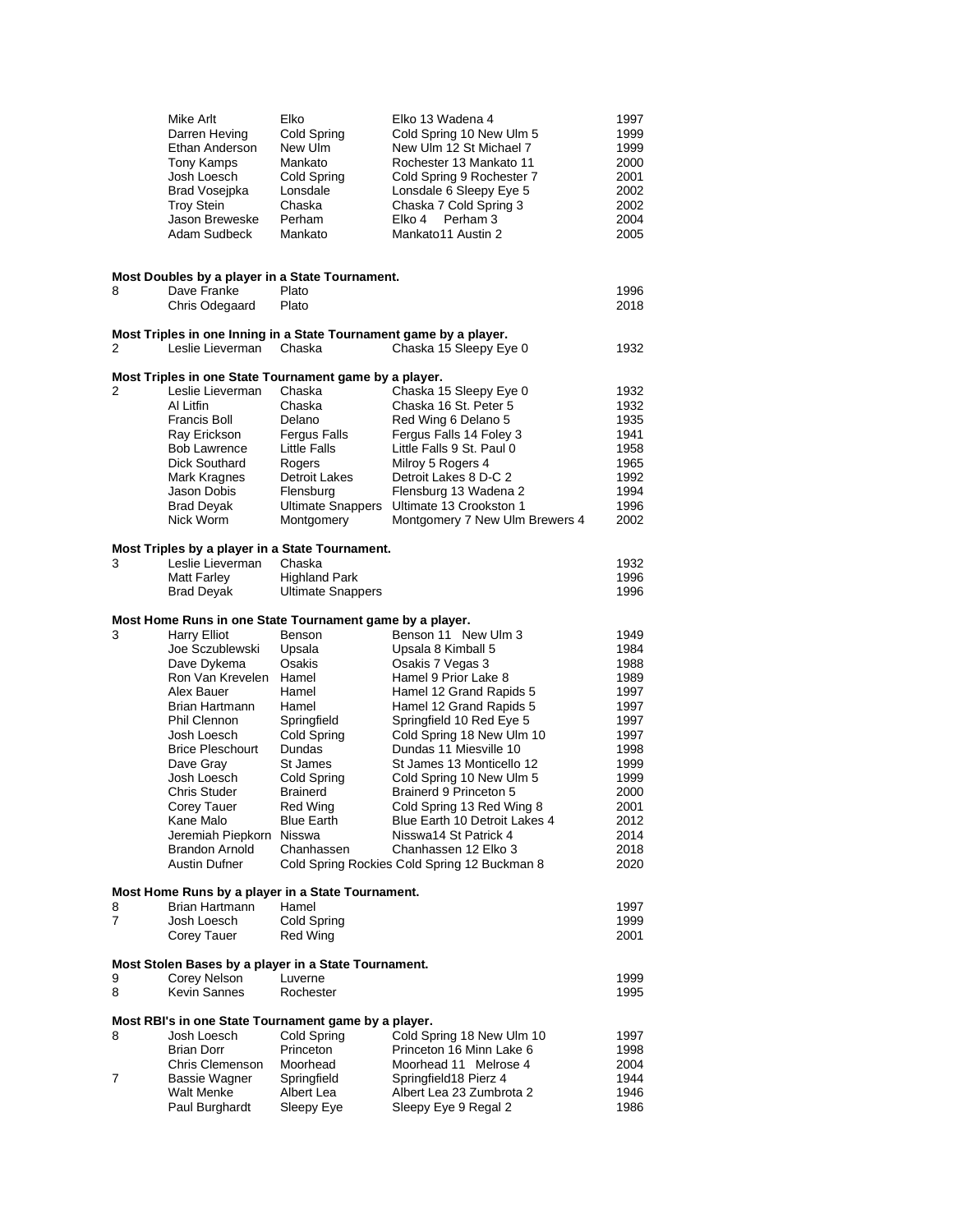| | Player | Team | Game | Year |
|---|---|---|---|---|
| | Mike Arlt | Elko | Elko 13 Wadena 4 | 1997 |
| | Darren Heving | Cold Spring | Cold Spring 10 New Ulm 5 | 1999 |
| | Ethan Anderson | New Ulm | New Ulm 12 St Michael 7 | 1999 |
| | Tony Kamps | Mankato | Rochester 13 Mankato 11 | 2000 |
| | Josh Loesch | Cold Spring | Cold Spring 9 Rochester 7 | 2001 |
| | Brad Vosejpka | Lonsdale | Lonsdale 6 Sleepy Eye 5 | 2002 |
| | Troy Stein | Chaska | Chaska 7 Cold Spring 3 | 2002 |
| | Jason Breweske | Perham | Elko 4 Perham 3 | 2004 |
| | Adam Sudbeck | Mankato | Mankato11 Austin 2 | 2005 |

**Most Doubles by a player in a State Tournament.**

| | Player | Team | Year |
|---|---|---|---|
| 8 | Dave Franke | Plato | 1996 |
| | Chris Odegaard | Plato | 2018 |

**Most Triples in one Inning in a State Tournament game by a player.**

| | Player | Team | Game | Year |
|---|---|---|---|---|
| 2 | Leslie Lieverman | Chaska | Chaska 15 Sleepy Eye 0 | 1932 |

**Most Triples in one State Tournament game by a player.**

| | Player | Team | Game | Year |
|---|---|---|---|---|
| 2 | Leslie Lieverman | Chaska | Chaska 15 Sleepy Eye 0 | 1932 |
| | Al Litfin | Chaska | Chaska 16 St. Peter 5 | 1932 |
| | Francis Boll | Delano | Red Wing 6 Delano 5 | 1935 |
| | Ray Erickson | Fergus Falls | Fergus Falls 14 Foley 3 | 1941 |
| | Bob Lawrence | Little Falls | Little Falls 9 St. Paul 0 | 1958 |
| | Dick Southard | Rogers | Milroy 5 Rogers 4 | 1965 |
| | Mark Kragnes | Detroit Lakes | Detroit Lakes 8 D-C 2 | 1992 |
| | Jason Dobis | Flensburg | Flensburg 13 Wadena 2 | 1994 |
| | Brad Deyak | Ultimate Snappers | Ultimate 13 Crookston 1 | 1996 |
| | Nick Worm | Montgomery | Montgomery 7 New Ulm Brewers 4 | 2002 |

**Most Triples by a player in a State Tournament.**

| | Player | Team | Year |
|---|---|---|---|
| 3 | Leslie Lieverman | Chaska | 1932 |
| | Matt Farley | Highland Park | 1996 |
| | Brad Deyak | Ultimate Snappers | 1996 |

**Most Home Runs in one State Tournament game by a player.**

| | Player | Team | Game | Year |
|---|---|---|---|---|
| 3 | Harry Elliot | Benson | Benson 11 New Ulm 3 | 1949 |
| | Joe Sczublewski | Upsala | Upsala 8 Kimball 5 | 1984 |
| | Dave Dykema | Osakis | Osakis 7 Vegas 3 | 1988 |
| | Ron Van Krevelen | Hamel | Hamel 9 Prior Lake 8 | 1989 |
| | Alex Bauer | Hamel | Hamel 12 Grand Rapids 5 | 1997 |
| | Brian Hartmann | Hamel | Hamel 12 Grand Rapids 5 | 1997 |
| | Phil Clennon | Springfield | Springfield 10 Red Eye 5 | 1997 |
| | Josh Loesch | Cold Spring | Cold Spring 18 New Ulm 10 | 1997 |
| | Brice Pleschourt | Dundas | Dundas 11 Miesville 10 | 1998 |
| | Dave Gray | St James | St James 13 Monticello 12 | 1999 |
| | Josh Loesch | Cold Spring | Cold Spring 10 New Ulm 5 | 1999 |
| | Chris Studer | Brainerd | Brainerd 9 Princeton 5 | 2000 |
| | Corey Tauer | Red Wing | Cold Spring 13 Red Wing 8 | 2001 |
| | Kane Malo | Blue Earth | Blue Earth 10 Detroit Lakes 4 | 2012 |
| | Jeremiah Piepkorn | Nisswa | Nisswa14 St Patrick 4 | 2014 |
| | Brandon Arnold | Chanhassen | Chanhassen 12 Elko 3 | 2018 |
| | Austin Dufner | Cold Spring Rockies | Cold Spring 12 Buckman 8 | 2020 |

**Most Home Runs by a player in a State Tournament.**

| | Player | Team | Year |
|---|---|---|---|
| 8 | Brian Hartmann | Hamel | 1997 |
| 7 | Josh Loesch | Cold Spring | 1999 |
| | Corey Tauer | Red Wing | 2001 |

**Most Stolen Bases by a player in a State Tournament.**

| | Player | Team | Year |
|---|---|---|---|
| 9 | Corey Nelson | Luverne | 1999 |
| 8 | Kevin Sannes | Rochester | 1995 |

**Most RBI's in one State Tournament game by a player.**

| | Player | Team | Game | Year |
|---|---|---|---|---|
| 8 | Josh Loesch | Cold Spring | Cold Spring 18 New Ulm 10 | 1997 |
| | Brian Dorr | Princeton | Princeton 16 Minn Lake 6 | 1998 |
| | Chris Clemenson | Moorhead | Moorhead 11 Melrose 4 | 2004 |
| 7 | Bassie Wagner | Springfield | Springfield18 Pierz 4 | 1944 |
| | Walt Menke | Albert Lea | Albert Lea 23 Zumbrota 2 | 1946 |
| | Paul Burghardt | Sleepy Eye | Sleepy Eye 9 Regal 2 | 1986 |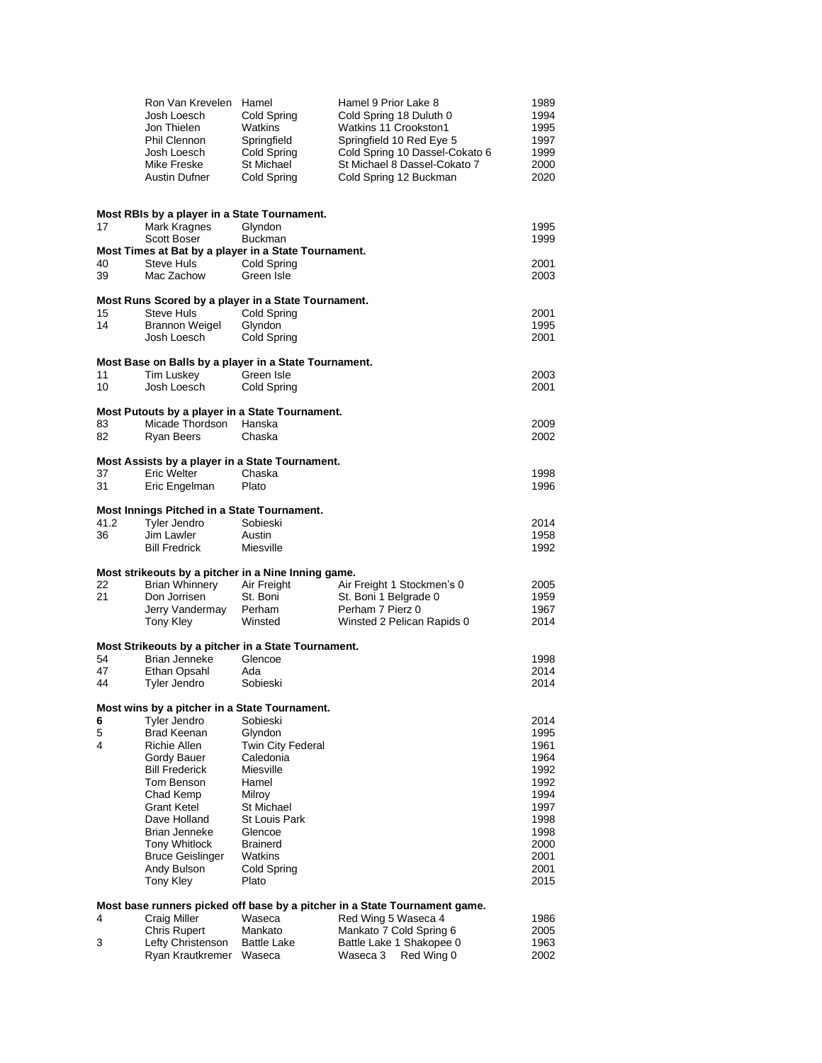| | Player | Team | Game | Year |
|---|---|---|---|---|
| | Ron Van Krevelen | Hamel | Hamel 9 Prior Lake 8 | 1989 |
| | Josh Loesch | Cold Spring | Cold Spring 18 Duluth 0 | 1994 |
| | Jon Thielen | Watkins | Watkins 11 Crookston1 | 1995 |
| | Phil Clennon | Springfield | Springfield 10 Red Eye 5 | 1997 |
| | Josh Loesch | Cold Spring | Cold Spring 10 Dassel-Cokato 6 | 1999 |
| | Mike Freske | St Michael | St Michael 8 Dassel-Cokato 7 | 2000 |
| | Austin Dufner | Cold Spring | Cold Spring 12 Buckman | 2020 |

**Most RBIs by a player in a State Tournament.**

| | | | |
|---|---|---|---|
| 17 | Mark Kragnes | Glyndon | 1995 |
| | Scott Boser | Buckman | 1999 |

**Most Times at Bat by a player in a State Tournament.**

| | | | |
|---|---|---|---|
| 40 | Steve Huls | Cold Spring | 2001 |
| 39 | Mac Zachow | Green Isle | 2003 |

**Most Runs Scored by a player in a State Tournament.**

| | | | |
|---|---|---|---|
| 15 | Steve Huls | Cold Spring | 2001 |
| 14 | Brannon Weigel | Glyndon | 1995 |
| | Josh Loesch | Cold Spring | 2001 |

**Most Base on Balls by a player in a State Tournament.**

| | | | |
|---|---|---|---|
| 11 | Tim Luskey | Green Isle | 2003 |
| 10 | Josh Loesch | Cold Spring | 2001 |

**Most Putouts by a player in a State Tournament.**

| | | | |
|---|---|---|---|
| 83 | Micade Thordson | Hanska | 2009 |
| 82 | Ryan Beers | Chaska | 2002 |

**Most Assists by a player in a State Tournament.**

| | | | |
|---|---|---|---|
| 37 | Eric Welter | Chaska | 1998 |
| 31 | Eric Engelman | Plato | 1996 |

**Most Innings Pitched in a State Tournament.**

| | | | |
|---|---|---|---|
| 41.2 | Tyler Jendro | Sobieski | 2014 |
| 36 | Jim Lawler | Austin | 1958 |
| | Bill Fredrick | Miesville | 1992 |

**Most strikeouts by a pitcher in a Nine Inning game.**

| | | | | |
|---|---|---|---|---|
| 22 | Brian Whinnery | Air Freight | Air Freight 1 Stockmen's 0 | 2005 |
| 21 | Don Jorrisen | St. Boni | St. Boni 1 Belgrade 0 | 1959 |
| | Jerry Vandermay | Perham | Perham 7 Pierz 0 | 1967 |
| | Tony Kley | Winsted | Winsted 2 Pelican Rapids 0 | 2014 |

**Most Strikeouts by a pitcher in a State Tournament.**

| | | | |
|---|---|---|---|
| 54 | Brian Jenneke | Glencoe | 1998 |
| 47 | Ethan Opsahl | Ada | 2014 |
| 44 | Tyler Jendro | Sobieski | 2014 |

**Most wins by a pitcher in a State Tournament.**

| | | | |
|---|---|---|---|
| **6** | Tyler Jendro | Sobieski | 2014 |
| 5 | Brad Keenan | Glyndon | 1995 |
| 4 | Richie Allen | Twin City Federal | 1961 |
| | Gordy Bauer | Caledonia | 1964 |
| | Bill Frederick | Miesville | 1992 |
| | Tom Benson | Hamel | 1992 |
| | Chad Kemp | Milroy | 1994 |
| | Grant Ketel | St Michael | 1997 |
| | Dave Holland | St Louis Park | 1998 |
| | Brian Jenneke | Glencoe | 1998 |
| | Tony Whitlock | Brainerd | 2000 |
| | Bruce Geislinger | Watkins | 2001 |
| | Andy Bulson | Cold Spring | 2001 |
| | Tony Kley | Plato | 2015 |

**Most base runners picked off base by a pitcher in a State Tournament game.**

| | | | | |
|---|---|---|---|---|
| 4 | Craig Miller | Waseca | Red Wing 5 Waseca 4 | 1986 |
| | Chris Rupert | Mankato | Mankato 7 Cold Spring 6 | 2005 |
| 3 | Lefty Christenson | Battle Lake | Battle Lake 1 Shakopee 0 | 1963 |
| | Ryan Krautkremer | Waseca | Waseca 3 Red Wing 0 | 2002 |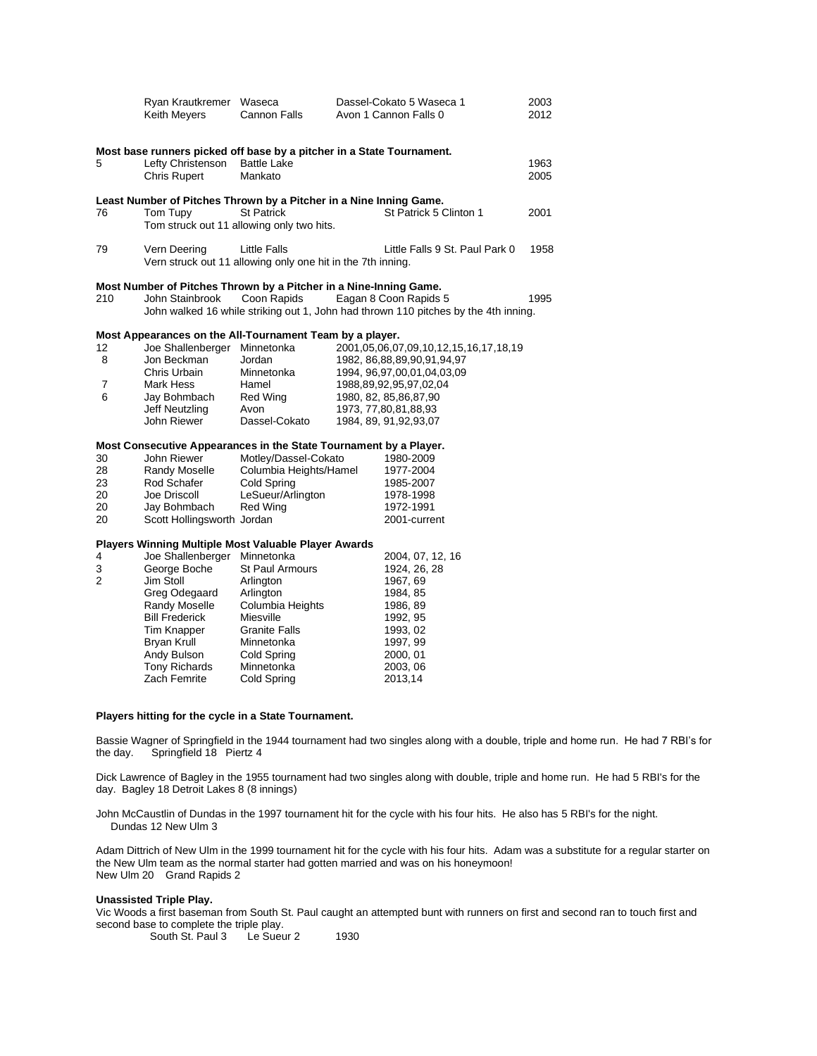| | | | | |
|---|---|---|---|---|
| | Ryan Krautkremer | Waseca | Dassel-Cokato 5 Waseca 1 | 2003 |
| | Keith Meyers | Cannon Falls | Avon 1 Cannon Falls 0 | 2012 |

**Most base runners picked off base by a pitcher in a State Tournament.**

| | | | |
|---|---|---|---|
| 5 | Lefty Christenson | Battle Lake | 1963 |
| | Chris Rupert | Mankato | 2005 |

**Least Number of Pitches Thrown by a Pitcher in a Nine Inning Game.**

| | | | | |
|---|---|---|---|---|
| 76 | Tom Tupy | St Patrick | St Patrick 5 Clinton 1 | 2001 |

Tom struck out 11 allowing only two hits.

| | | | | |
|---|---|---|---|---|
| 79 | Vern Deering | Little Falls | Little Falls 9 St. Paul Park 0 | 1958 |

Vern struck out 11 allowing only one hit in the 7th inning.

**Most Number of Pitches Thrown by a Pitcher in a Nine-Inning Game.**

| | | | | |
|---|---|---|---|---|
| 210 | John Stainbrook | Coon Rapids | Eagan 8 Coon Rapids 5 | 1995 |

John walked 16 while striking out 1, John had thrown 110 pitches by the 4th inning.

**Most Appearances on the All-Tournament Team by a player.**

| | | | |
|---|---|---|---|
| 12 | Joe Shallenberger | Minnetonka | 2001,05,06,07,09,10,12,15,16,17,18,19 |
| 8 | Jon Beckman | Jordan | 1982, 86,88,89,90,91,94,97 |
| | Chris Urbain | Minnetonka | 1994, 96,97,00,01,04,03,09 |
| 7 | Mark Hess | Hamel | 1988,89,92,95,97,02,04 |
| 6 | Jay Bohmbach | Red Wing | 1980, 82, 85,86,87,90 |
| | Jeff Neutzling | Avon | 1973, 77,80,81,88,93 |
| | John Riewer | Dassel-Cokato | 1984, 89, 91,92,93,07 |

**Most Consecutive Appearances in the State Tournament by a Player.**

| | | | |
|---|---|---|---|
| 30 | John Riewer | Motley/Dassel-Cokato | 1980-2009 |
| 28 | Randy Moselle | Columbia Heights/Hamel | 1977-2004 |
| 23 | Rod Schafer | Cold Spring | 1985-2007 |
| 20 | Joe Driscoll | LeSueur/Arlington | 1978-1998 |
| 20 | Jay Bohmbach | Red Wing | 1972-1991 |
| 20 | Scott Hollingsworth | Jordan | 2001-current |

**Players Winning Multiple Most Valuable Player Awards**

| | | | |
|---|---|---|---|
| 4 | Joe Shallenberger | Minnetonka | 2004, 07, 12, 16 |
| 3 | George Boche | St Paul Armours | 1924, 26, 28 |
| 2 | Jim Stoll | Arlington | 1967, 69 |
| | Greg Odegaard | Arlington | 1984, 85 |
| | Randy Moselle | Columbia Heights | 1986, 89 |
| | Bill Frederick | Miesville | 1992, 95 |
| | Tim Knapper | Granite Falls | 1993, 02 |
| | Bryan Krull | Minnetonka | 1997, 99 |
| | Andy Bulson | Cold Spring | 2000, 01 |
| | Tony Richards | Minnetonka | 2003, 06 |
| | Zach Femrite | Cold Spring | 2013,14 |

**Players hitting for the cycle in a State Tournament.**

Bassie Wagner of Springfield in the 1944 tournament had two singles along with a double, triple and home run. He had 7 RBI's for the day. Springfield 18 Piertz 4

Dick Lawrence of Bagley in the 1955 tournament had two singles along with double, triple and home run. He had 5 RBI's for the day. Bagley 18 Detroit Lakes 8 (8 innings)

John McCaustlin of Dundas in the 1997 tournament hit for the cycle with his four hits. He also has 5 RBI's for the night.
Dundas 12 New Ulm 3

Adam Dittrich of New Ulm in the 1999 tournament hit for the cycle with his four hits. Adam was a substitute for a regular starter on the New Ulm team as the normal starter had gotten married and was on his honeymoon!
New Ulm 20 Grand Rapids 2

**Unassisted Triple Play.**

Vic Woods a first baseman from South St. Paul caught an attempted bunt with runners on first and second ran to touch first and second base to complete the triple play.

South St. Paul 3 Le Sueur 2 1930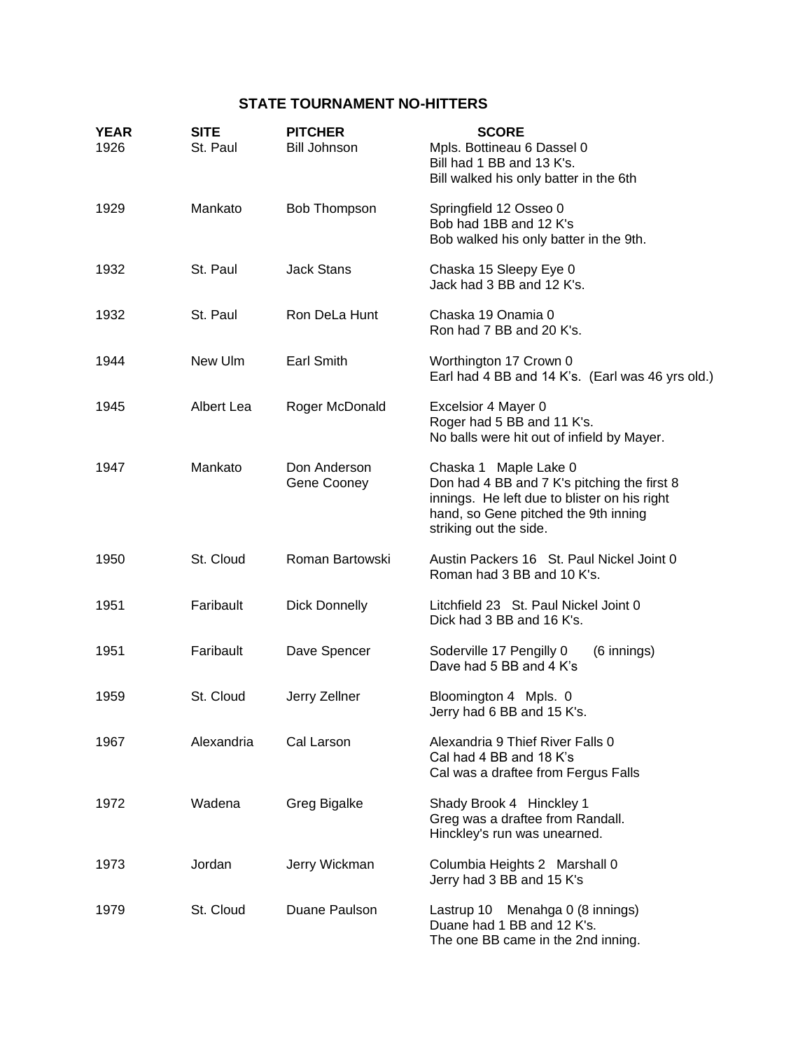## STATE TOURNAMENT NO-HITTERS

| YEAR | SITE | PITCHER | SCORE |
|---|---|---|---|
| 1926 | St. Paul | Bill Johnson | Mpls. Bottineau 6 Dassel 0<br>Bill had 1 BB and 13 K's.<br>Bill walked his only batter in the 6th |
| 1929 | Mankato | Bob Thompson | Springfield 12 Osseo 0<br>Bob had 1BB and 12 K's<br>Bob walked his only batter in the 9th. |
| 1932 | St. Paul | Jack Stans | Chaska 15 Sleepy Eye 0<br>Jack had 3 BB and 12 K's. |
| 1932 | St. Paul | Ron DeLa Hunt | Chaska 19 Onamia 0<br>Ron had 7 BB and 20 K's. |
| 1944 | New Ulm | Earl Smith | Worthington 17 Crown 0<br>Earl had 4 BB and 14 K's. (Earl was 46 yrs old.) |
| 1945 | Albert Lea | Roger McDonald | Excelsior 4 Mayer 0<br>Roger had 5 BB and 11 K's.<br>No balls were hit out of infield by Mayer. |
| 1947 | Mankato | Don Anderson<br>Gene Cooney | Chaska 1 Maple Lake 0<br>Don had 4 BB and 7 K's pitching the first 8 innings. He left due to blister on his right hand, so Gene pitched the 9th inning striking out the side. |
| 1950 | St. Cloud | Roman Bartowski | Austin Packers 16 St. Paul Nickel Joint 0<br>Roman had 3 BB and 10 K's. |
| 1951 | Faribault | Dick Donnelly | Litchfield 23 St. Paul Nickel Joint 0<br>Dick had 3 BB and 16 K's. |
| 1951 | Faribault | Dave Spencer | Soderville 17 Pengilly 0 (6 innings)<br>Dave had 5 BB and 4 K's |
| 1959 | St. Cloud | Jerry Zellner | Bloomington 4 Mpls. 0<br>Jerry had 6 BB and 15 K's. |
| 1967 | Alexandria | Cal Larson | Alexandria 9 Thief River Falls 0<br>Cal had 4 BB and 18 K's<br>Cal was a draftee from Fergus Falls |
| 1972 | Wadena | Greg Bigalke | Shady Brook 4 Hinckley 1<br>Greg was a draftee from Randall.<br>Hinckley's run was unearned. |
| 1973 | Jordan | Jerry Wickman | Columbia Heights 2 Marshall 0<br>Jerry had 3 BB and 15 K's |
| 1979 | St. Cloud | Duane Paulson | Lastrup 10 Menahga 0 (8 innings)<br>Duane had 1 BB and 12 K's.<br>The one BB came in the 2nd inning. |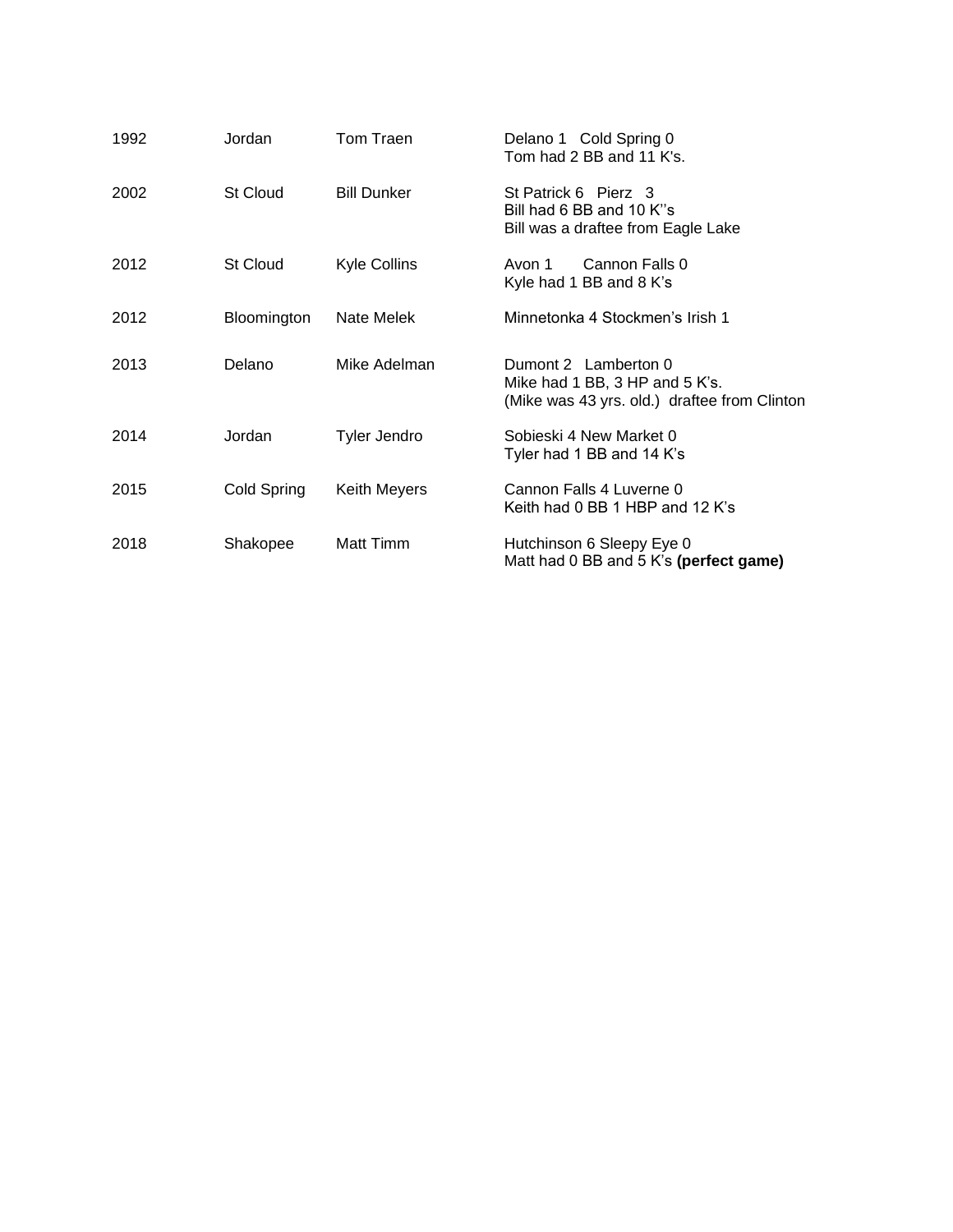| | | | |
|---|---|---|---|
| 1992 | Jordan | Tom Traen | Delano 1 Cold Spring 0<br>Tom had 2 BB and 11 K's. |
| 2002 | St Cloud | Bill Dunker | St Patrick 6 Pierz 3<br>Bill had 6 BB and 10 K''s<br>Bill was a draftee from Eagle Lake |
| 2012 | St Cloud | Kyle Collins | Avon 1 Cannon Falls 0<br>Kyle had 1 BB and 8 K's |
| 2012 | Bloomington | Nate Melek | Minnetonka 4 Stockmen's Irish 1 |
| 2013 | Delano | Mike Adelman | Dumont 2 Lamberton 0<br>Mike had 1 BB, 3 HP and 5 K's.<br>(Mike was 43 yrs. old.) draftee from Clinton |
| 2014 | Jordan | Tyler Jendro | Sobieski 4 New Market 0<br>Tyler had 1 BB and 14 K's |
| 2015 | Cold Spring | Keith Meyers | Cannon Falls 4 Luverne 0<br>Keith had 0 BB 1 HBP and 12 K's |
| 2018 | Shakopee | Matt Timm | Hutchinson 6 Sleepy Eye 0<br>Matt had 0 BB and 5 K's **(perfect game)** |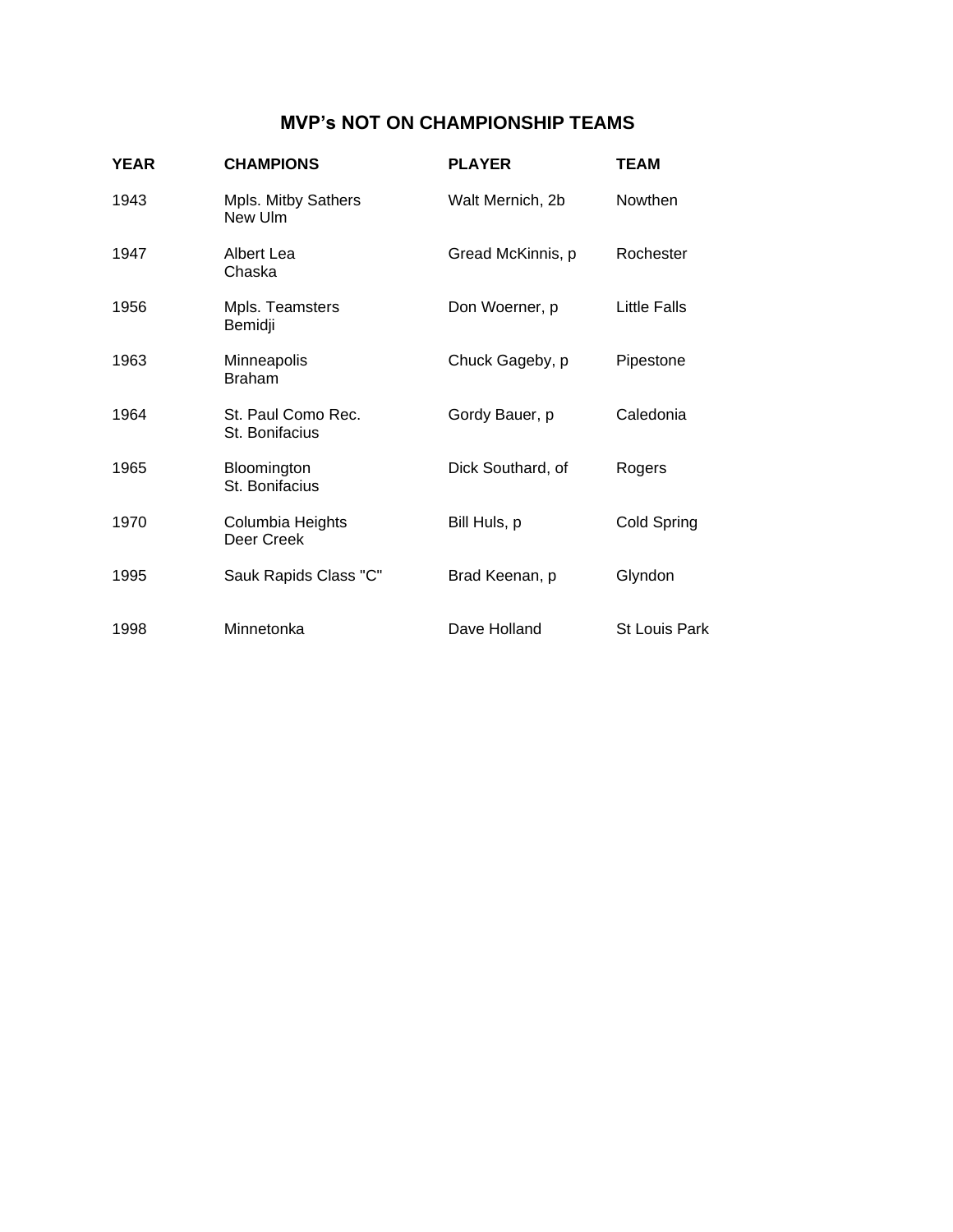## MVP's NOT ON CHAMPIONSHIP TEAMS

| YEAR | CHAMPIONS | PLAYER | TEAM |
| --- | --- | --- | --- |
| 1943 | Mpls. Mitby Sathers<br>New Ulm | Walt Mernich, 2b | Nowthen |
| 1947 | Albert Lea<br>Chaska | Gread McKinnis, p | Rochester |
| 1956 | Mpls. Teamsters<br>Bemidji | Don Woerner, p | Little Falls |
| 1963 | Minneapolis<br>Braham | Chuck Gageby, p | Pipestone |
| 1964 | St. Paul Como Rec.<br>St. Bonifacius | Gordy Bauer, p | Caledonia |
| 1965 | Bloomington<br>St. Bonifacius | Dick Southard, of | Rogers |
| 1970 | Columbia Heights<br>Deer Creek | Bill Huls, p | Cold Spring |
| 1995 | Sauk Rapids Class "C" | Brad Keenan, p | Glyndon |
| 1998 | Minnetonka | Dave Holland | St Louis Park |